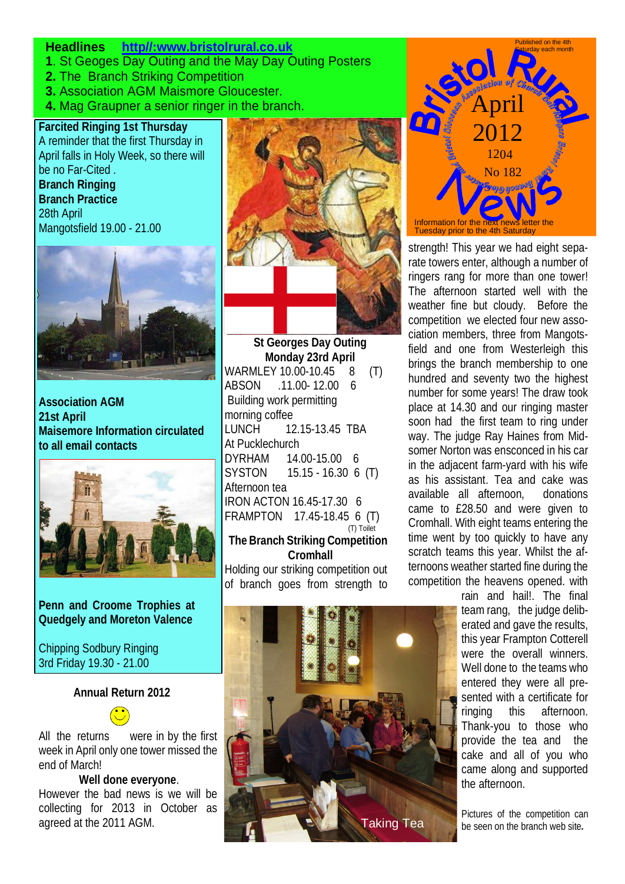**Headlines** http//:www.bristolrural.co.uk

1. St Geoges Day Outing and the May Day Outing Posters
2. The Branch Striking Competition
3. Association AGM Maismore Gloucester.
4. Mag Graupner a senior ringer in the branch.

# Bristol Rural News

Bristol Diocesan Association of Church Bell Ringers Bristol Rural Branch Newsletter

Published on the 4th Saturday each month

April 2012

1204

No 182

Information for the next news letter the Tuesday prior to the 4th Saturday

**Farcited Ringing 1st Thursday**

A reminder that the first Thursday in April falls in Holy Week, so there will be no Far-Cited .

**Branch Ringing**

**Branch Practice**

28th April

Mangotsfield 19.00 - 21.00

**Association AGM**

**21st April**

**Maismore Information circulated to all email contacts**

**Penn and Croome Trophies at Quedgely and Moreton Valence**

Chipping Sodbury Ringing

3rd Friday 19.30 - 21.00

**Annual Return 2012**

All the returns were in by the first week in April only one tower missed the end of March!

**Well done everyone**.

However the bad news is we will be collecting for 2013 in October as agreed at the 2011 AGM.

**St Georges Day Outing**

**Monday 23rd April**

WARMLEY 10.00-10.45 8 (T)

ABSON .11.00- 12.00 6

Building work permitting

morning coffee

LUNCH 12.15-13.45 TBA

At Pucklechurch

DYRHAM 14.00-15.00 6

SYSTON 15.15 - 16.30 6 (T)

Afternoon tea

IRON ACTON 16.45-17.30 6

FRAMPTON 17.45-18.45 6 (T)

(T) Toilet

**The Branch Striking Competition Cromhall**

Holding our striking competition out of branch goes from strength to strength! This year we had eight separate towers enter, although a number of ringers rang for more than one tower! The afternoon started well with the weather fine but cloudy. Before the competition we elected four new association members, three from Mangotsfield and one from Westerleigh this brings the branch membership to one hundred and seventy two the highest number for some years! The draw took place at 14.30 and our ringing master soon had the first team to ring under way. The judge Ray Haines from Midsomer Norton was ensconced in his car in the adjacent farm-yard with his wife as his assistant. Tea and cake was available all afternoon, donations came to £28.50 and were given to Cromhall. With eight teams entering the time went by too quickly to have any scratch teams this year. Whilst the afternoons weather started fine during the competition the heavens opened. with rain and hail!. The final team rang, the judge deliberated and gave the results, this year Frampton Cotterell were the overall winners. Well done to the teams who entered they were all presented with a certificate for ringing this afternoon. Thank-you to those who provide the tea and the cake and all of you who came along and supported the afternoon.

Taking Tea

Pictures of the competition can be seen on the branch web site**.**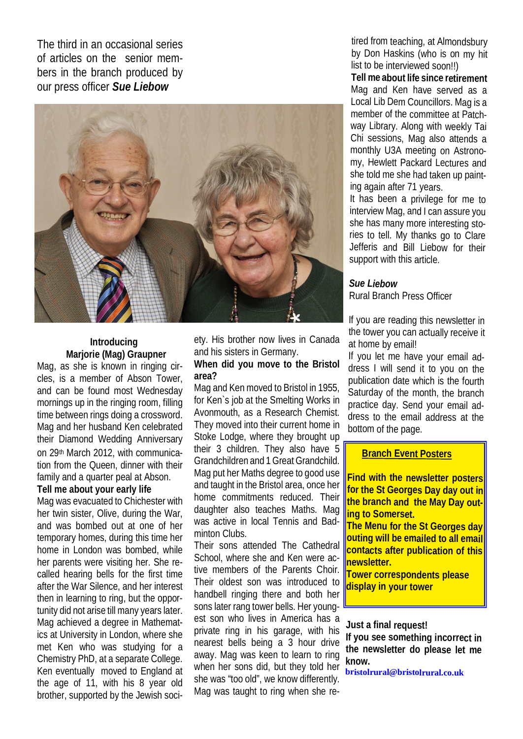The third in an occasional series of articles on the senior members in the branch produced by our press officer ***Sue Liebow***

**Introducing Marjorie (Mag) Graupner**

Mag, as she is known in ringing circles, is a member of Abson Tower, and can be found most Wednesday mornings up in the ringing room, filling time between rings doing a crossword. Mag and her husband Ken celebrated their Diamond Wedding Anniversary on 29th March 2012, with communication from the Queen, dinner with their family and a quarter peal at Abson.

**Tell me about your early life**

Mag was evacuated to Chichester with her twin sister, Olive, during the War, and was bombed out at one of her temporary homes, during this time her home in London was bombed, while her parents were visiting her. She recalled hearing bells for the first time after the War Silence, and her interest then in learning to ring, but the opportunity did not arise till many years later. Mag achieved a degree in Mathematics at University in London, where she met Ken who was studying for a Chemistry PhD, at a separate College. Ken eventually moved to England at the age of 11, with his 8 year old brother, supported by the Jewish society. His brother now lives in Canada and his sisters in Germany.

**When did you move to the Bristol area?**

Mag and Ken moved to Bristol in 1955, for Ken`s job at the Smelting Works in Avonmouth, as a Research Chemist. They moved into their current home in Stoke Lodge, where they brought up their 3 children. They also have 5 Grandchildren and 1 Great Grandchild. Mag put her Maths degree to good use and taught in the Bristol area, once her home commitments reduced. Their daughter also teaches Maths. Mag was active in local Tennis and Badminton Clubs.

Their sons attended The Cathedral School, where she and Ken were active members of the Parents Choir. Their oldest son was introduced to handbell ringing there and both her sons later rang tower bells. Her youngest son who lives in America has a private ring in his garage, with his nearest bells being a 3 hour drive away. Mag was keen to learn to ring when her sons did, but they told her she was "too old", we know differently. Mag was taught to ring when she retired from teaching, at Almondsbury by Don Haskins (who is on my hit list to be interviewed soon!!)

**Tell me about life since retirement**

Mag and Ken have served as a Local Lib Dem Councillors. Mag is a member of the committee at Patchway Library. Along with weekly Tai Chi sessions, Mag also attends a monthly U3A meeting on Astronomy, Hewlett Packard Lectures and she told me she had taken up painting again after 71 years.

It has been a privilege for me to interview Mag, and I can assure you she has many more interesting stories to tell. My thanks go to Clare Jefferis and Bill Liebow for their support with this article.

***Sue Liebow***
Rural Branch Press Officer

If you are reading this newsletter in the tower you can actually receive it at home by email!

If you let me have your email address I will send it to you on the publication date which is the fourth Saturday of the month, the branch practice day. Send your email address to the email address at the bottom of the page.

**Branch Event Posters**

**Find with the newsletter posters for the St Georges Day day out in the branch and the May Day outing to Somerset.**

**The Menu for the St Georges day outing will be emailed to all email contacts after publication of this newsletter.**

**Tower correspondents please display in your tower**

**Just a final request!**

**If you see something incorrect in the newsletter do please let me know.**

**bristolrural@bristolrural.co.uk**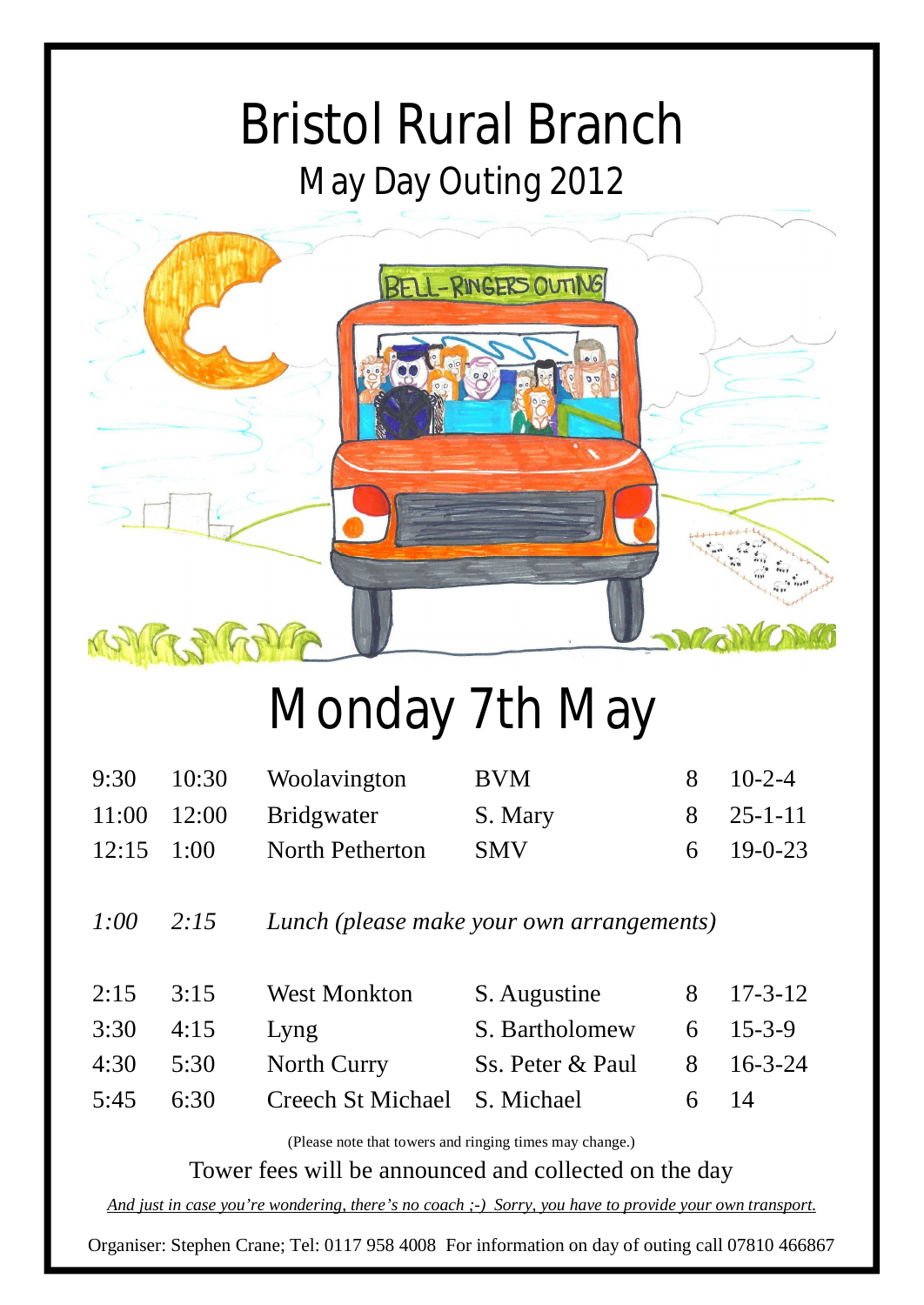# Bristol Rural Branch

## May Day Outing 2012

# Monday 7th May

| | | | | | |
|---|---|---|---|---|---|
| 9:30 | 10:30 | Woolavington | BVM | 8 | 10-2-4 |
| 11:00 | 12:00 | Bridgwater | S. Mary | 8 | 25-1-11 |
| 12:15 | 1:00 | North Petherton | SMV | 6 | 19-0-23 |
| *1:00* | *2:15* | *Lunch (please make your own arrangements)* | | | |
| 2:15 | 3:15 | West Monkton | S. Augustine | 8 | 17-3-12 |
| 3:30 | 4:15 | Lyng | S. Bartholomew | 6 | 15-3-9 |
| 4:30 | 5:30 | North Curry | Ss. Peter & Paul | 8 | 16-3-24 |
| 5:45 | 6:30 | Creech St Michael | S. Michael | 6 | 14 |

(Please note that towers and ringing times may change.)

Tower fees will be announced and collected on the day

*And just in case you're wondering, there's no coach ;-) Sorry, you have to provide your own transport.*

Organiser: Stephen Crane; Tel: 0117 958 4008 For information on day of outing call 07810 466867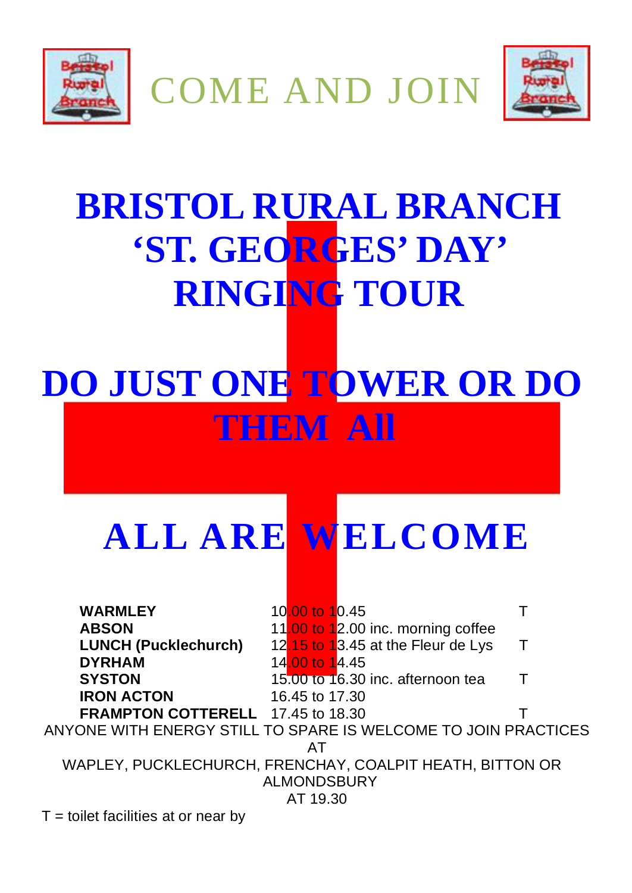COME AND JOIN

# BRISTOL RURAL BRANCH 'ST. GEORGES' DAY' RINGING TOUR

## DO JUST ONE TOWER OR DO THEM All

## ALL ARE WELCOME

| | | |
|---|---|---|
| **WARMLEY** | 10.00 to 10.45 | T |
| **ABSON** | 11.00 to 12.00 inc. morning coffee | |
| **LUNCH (Pucklechurch)** | 12.15 to 13.45 at the Fleur de Lys | T |
| **DYRHAM** | 14.00 to 14.45 | |
| **SYSTON** | 15.00 to 16.30 inc. afternoon tea | T |
| **IRON ACTON** | 16.45 to 17.30 | |
| **FRAMPTON COTTERELL** | 17.45 to 18.30 | T |

ANYONE WITH ENERGY STILL TO SPARE IS WELCOME TO JOIN PRACTICES AT
WAPLEY, PUCKLECHURCH, FRENCHAY, COALPIT HEATH, BITTON OR ALMONDSBURY
AT 19.30

T = toilet facilities at or near by